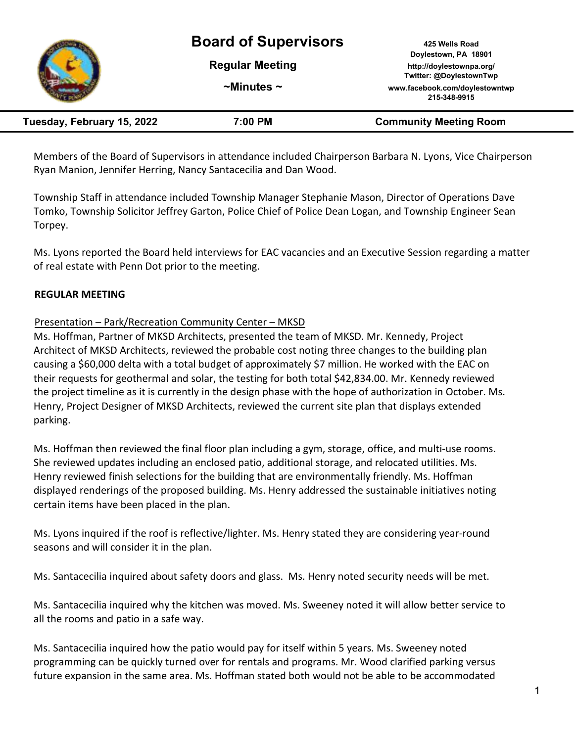# Board of Supervisors

**Regular Meeting**

**~Minutes ~**

425 Wells Road
Doylestown, PA 18901
http://doylestownpa.org/
Twitter: @DoylestownTwp
www.facebook.com/doylestowntwp
215-348-9915

| Tuesday, February 15, 2022 | 7:00 PM | Community Meeting Room |
|---|---|---|

Members of the Board of Supervisors in attendance included Chairperson Barbara N. Lyons, Vice Chairperson Ryan Manion, Jennifer Herring, Nancy Santacecilia and Dan Wood.

Township Staff in attendance included Township Manager Stephanie Mason, Director of Operations Dave Tomko, Township Solicitor Jeffrey Garton, Police Chief of Police Dean Logan, and Township Engineer Sean Torpey.

Ms. Lyons reported the Board held interviews for EAC vacancies and an Executive Session regarding a matter of real estate with Penn Dot prior to the meeting.

## REGULAR MEETING

Presentation – Park/Recreation Community Center – MKSD

Ms. Hoffman, Partner of MKSD Architects, presented the team of MKSD. Mr. Kennedy, Project Architect of MKSD Architects, reviewed the probable cost noting three changes to the building plan causing a $60,000 delta with a total budget of approximately $7 million. He worked with the EAC on their requests for geothermal and solar, the testing for both total $42,834.00. Mr. Kennedy reviewed the project timeline as it is currently in the design phase with the hope of authorization in October. Ms. Henry, Project Designer of MKSD Architects, reviewed the current site plan that displays extended parking.

Ms. Hoffman then reviewed the final floor plan including a gym, storage, office, and multi-use rooms. She reviewed updates including an enclosed patio, additional storage, and relocated utilities. Ms. Henry reviewed finish selections for the building that are environmentally friendly. Ms. Hoffman displayed renderings of the proposed building. Ms. Henry addressed the sustainable initiatives noting certain items have been placed in the plan.

Ms. Lyons inquired if the roof is reflective/lighter. Ms. Henry stated they are considering year-round seasons and will consider it in the plan.

Ms. Santacecilia inquired about safety doors and glass. Ms. Henry noted security needs will be met.

Ms. Santacecilia inquired why the kitchen was moved. Ms. Sweeney noted it will allow better service to all the rooms and patio in a safe way.

Ms. Santacecilia inquired how the patio would pay for itself within 5 years. Ms. Sweeney noted programming can be quickly turned over for rentals and programs. Mr. Wood clarified parking versus future expansion in the same area. Ms. Hoffman stated both would not be able to be accommodated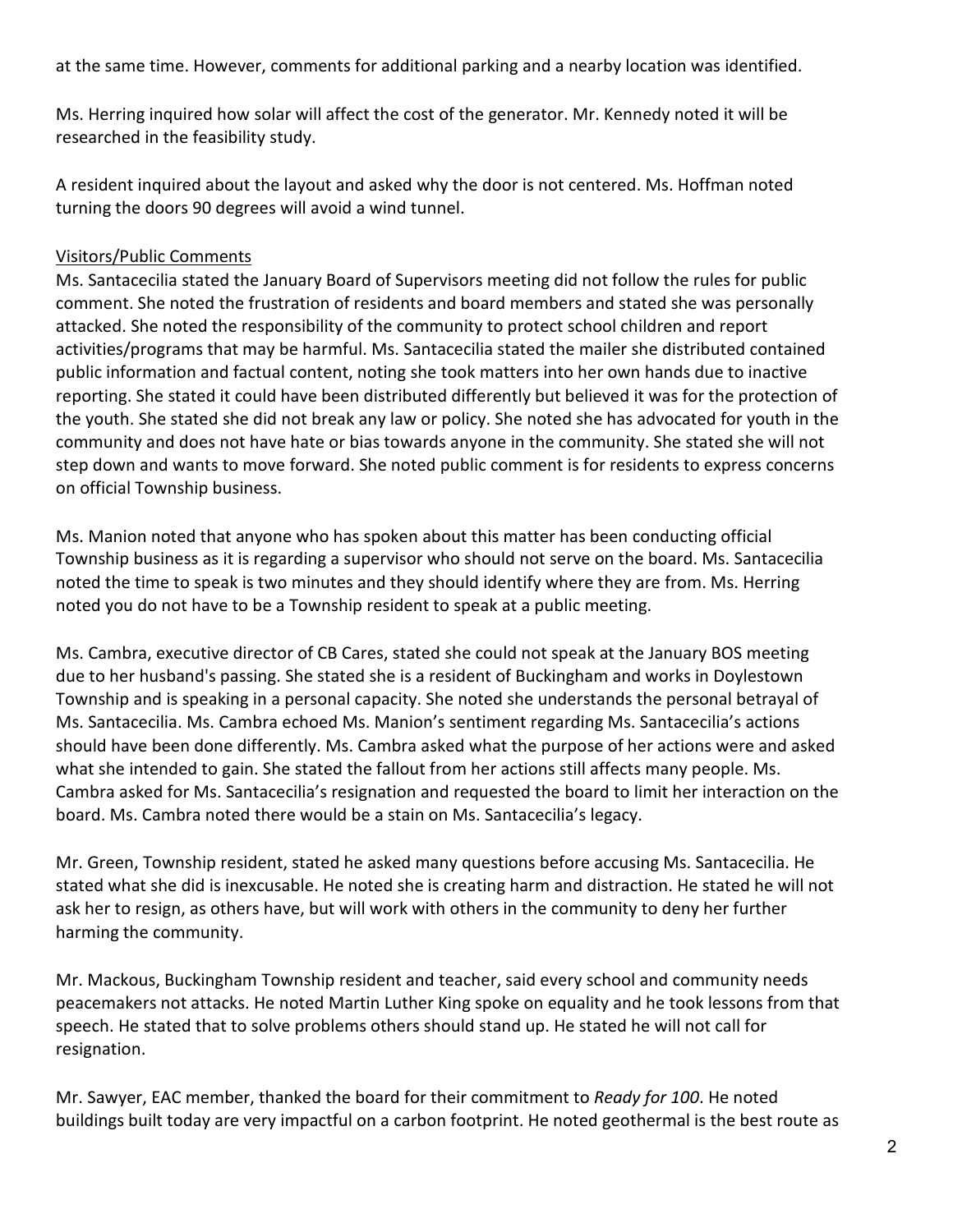at the same time. However, comments for additional parking and a nearby location was identified.

Ms. Herring inquired how solar will affect the cost of the generator. Mr. Kennedy noted it will be researched in the feasibility study.

A resident inquired about the layout and asked why the door is not centered. Ms. Hoffman noted turning the doors 90 degrees will avoid a wind tunnel.

Visitors/Public Comments

Ms. Santacecilia stated the January Board of Supervisors meeting did not follow the rules for public comment. She noted the frustration of residents and board members and stated she was personally attacked. She noted the responsibility of the community to protect school children and report activities/programs that may be harmful. Ms. Santacecilia stated the mailer she distributed contained public information and factual content, noting she took matters into her own hands due to inactive reporting. She stated it could have been distributed differently but believed it was for the protection of the youth. She stated she did not break any law or policy. She noted she has advocated for youth in the community and does not have hate or bias towards anyone in the community. She stated she will not step down and wants to move forward. She noted public comment is for residents to express concerns on official Township business.

Ms. Manion noted that anyone who has spoken about this matter has been conducting official Township business as it is regarding a supervisor who should not serve on the board. Ms. Santacecilia noted the time to speak is two minutes and they should identify where they are from. Ms. Herring noted you do not have to be a Township resident to speak at a public meeting.

Ms. Cambra, executive director of CB Cares, stated she could not speak at the January BOS meeting due to her husband's passing. She stated she is a resident of Buckingham and works in Doylestown Township and is speaking in a personal capacity. She noted she understands the personal betrayal of Ms. Santacecilia. Ms. Cambra echoed Ms. Manion's sentiment regarding Ms. Santacecilia's actions should have been done differently. Ms. Cambra asked what the purpose of her actions were and asked what she intended to gain. She stated the fallout from her actions still affects many people. Ms. Cambra asked for Ms. Santacecilia's resignation and requested the board to limit her interaction on the board. Ms. Cambra noted there would be a stain on Ms. Santacecilia's legacy.

Mr. Green, Township resident, stated he asked many questions before accusing Ms. Santacecilia. He stated what she did is inexcusable. He noted she is creating harm and distraction. He stated he will not ask her to resign, as others have, but will work with others in the community to deny her further harming the community.

Mr. Mackous, Buckingham Township resident and teacher, said every school and community needs peacemakers not attacks. He noted Martin Luther King spoke on equality and he took lessons from that speech. He stated that to solve problems others should stand up. He stated he will not call for resignation.

Mr. Sawyer, EAC member, thanked the board for their commitment to *Ready for 100*. He noted buildings built today are very impactful on a carbon footprint. He noted geothermal is the best route as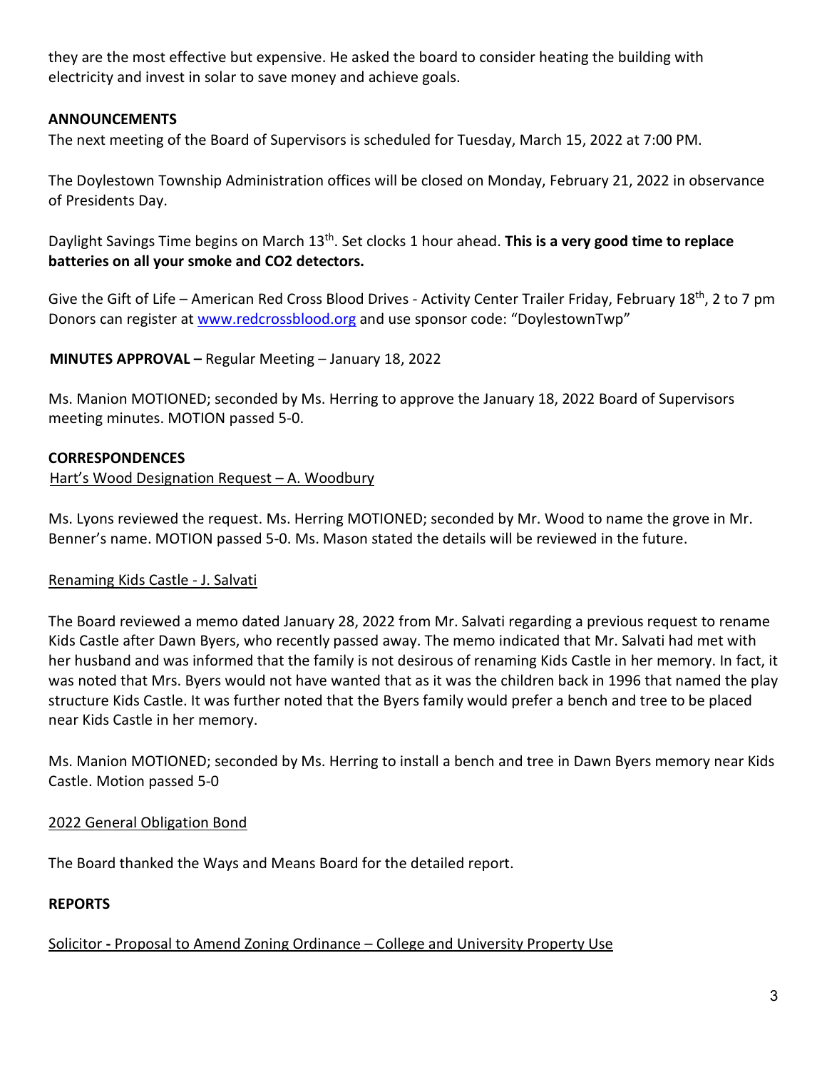they are the most effective but expensive. He asked the board to consider heating the building with electricity and invest in solar to save money and achieve goals.

**ANNOUNCEMENTS**

The next meeting of the Board of Supervisors is scheduled for Tuesday, March 15, 2022 at 7:00 PM.

The Doylestown Township Administration offices will be closed on Monday, February 21, 2022 in observance of Presidents Day.

Daylight Savings Time begins on March 13th. Set clocks 1 hour ahead. **This is a very good time to replace batteries on all your smoke and CO2 detectors.**

Give the Gift of Life – American Red Cross Blood Drives - Activity Center Trailer Friday, February 18th, 2 to 7 pm Donors can register at www.redcrossblood.org and use sponsor code: "DoylestownTwp"

**MINUTES APPROVAL –** Regular Meeting – January 18, 2022

Ms. Manion MOTIONED; seconded by Ms. Herring to approve the January 18, 2022 Board of Supervisors meeting minutes. MOTION passed 5-0.

**CORRESPONDENCES**

Hart's Wood Designation Request – A. Woodbury

Ms. Lyons reviewed the request. Ms. Herring MOTIONED; seconded by Mr. Wood to name the grove in Mr. Benner's name. MOTION passed 5-0. Ms. Mason stated the details will be reviewed in the future.

Renaming Kids Castle - J. Salvati

The Board reviewed a memo dated January 28, 2022 from Mr. Salvati regarding a previous request to rename Kids Castle after Dawn Byers, who recently passed away. The memo indicated that Mr. Salvati had met with her husband and was informed that the family is not desirous of renaming Kids Castle in her memory. In fact, it was noted that Mrs. Byers would not have wanted that as it was the children back in 1996 that named the play structure Kids Castle. It was further noted that the Byers family would prefer a bench and tree to be placed near Kids Castle in her memory.

Ms. Manion MOTIONED; seconded by Ms. Herring to install a bench and tree in Dawn Byers memory near Kids Castle. Motion passed 5-0

2022 General Obligation Bond

The Board thanked the Ways and Means Board for the detailed report.

**REPORTS**

Solicitor **-** Proposal to Amend Zoning Ordinance – College and University Property Use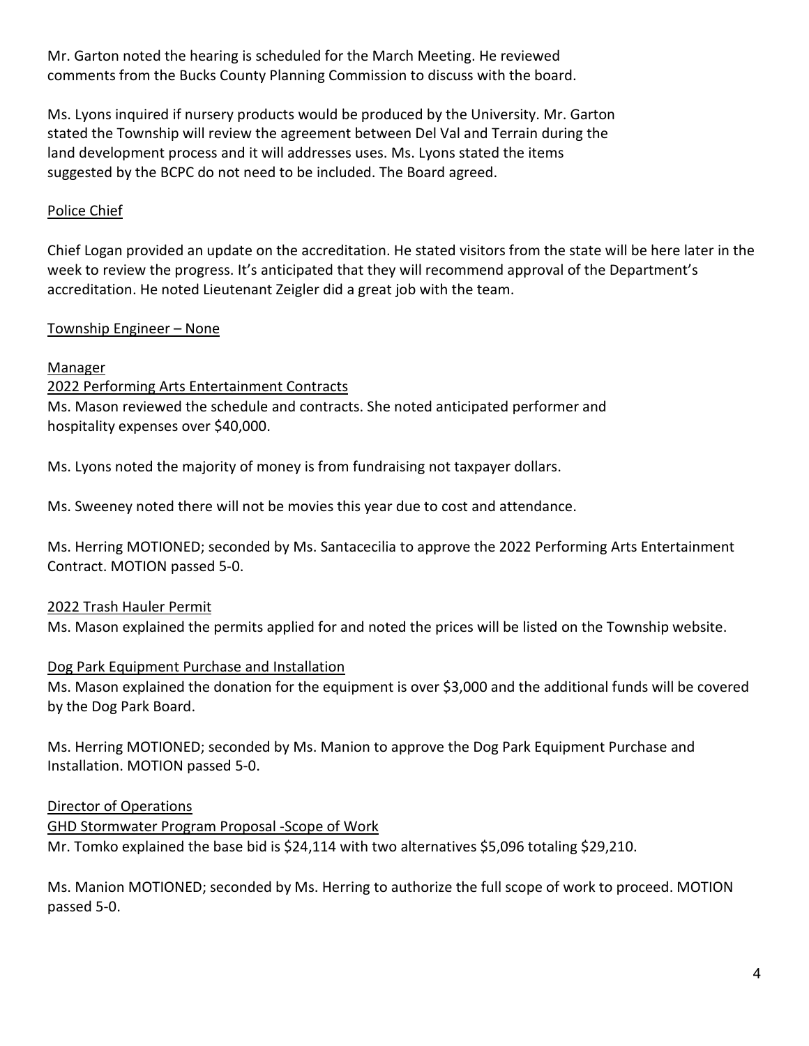Mr. Garton noted the hearing is scheduled for the March Meeting. He reviewed comments from the Bucks County Planning Commission to discuss with the board.

Ms. Lyons inquired if nursery products would be produced by the University. Mr. Garton stated the Township will review the agreement between Del Val and Terrain during the land development process and it will addresses uses. Ms. Lyons stated the items suggested by the BCPC do not need to be included. The Board agreed.

<u>Police Chief</u>

Chief Logan provided an update on the accreditation. He stated visitors from the state will be here later in the week to review the progress. It's anticipated that they will recommend approval of the Department's accreditation. He noted Lieutenant Zeigler did a great job with the team.

<u>Township Engineer – None</u>

<u>Manager</u>

<u>2022 Performing Arts Entertainment Contracts</u>

Ms. Mason reviewed the schedule and contracts. She noted anticipated performer and hospitality expenses over $40,000.

Ms. Lyons noted the majority of money is from fundraising not taxpayer dollars.

Ms. Sweeney noted there will not be movies this year due to cost and attendance.

Ms. Herring MOTIONED; seconded by Ms. Santacecilia to approve the 2022 Performing Arts Entertainment Contract. MOTION passed 5-0.

<u>2022 Trash Hauler Permit</u>

Ms. Mason explained the permits applied for and noted the prices will be listed on the Township website.

<u>Dog Park Equipment Purchase and Installation</u>

Ms. Mason explained the donation for the equipment is over $3,000 and the additional funds will be covered by the Dog Park Board.

Ms. Herring MOTIONED; seconded by Ms. Manion to approve the Dog Park Equipment Purchase and Installation. MOTION passed 5-0.

<u>Director of Operations</u>

<u>GHD Stormwater Program Proposal -Scope of Work</u>

Mr. Tomko explained the base bid is $24,114 with two alternatives $5,096 totaling $29,210.

Ms. Manion MOTIONED; seconded by Ms. Herring to authorize the full scope of work to proceed. MOTION passed 5-0.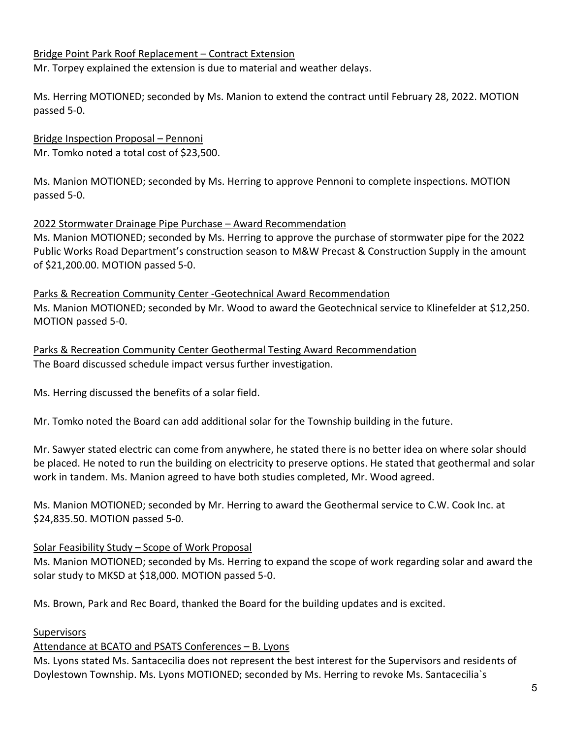Bridge Point Park Roof Replacement – Contract Extension

Mr. Torpey explained the extension is due to material and weather delays.

Ms. Herring MOTIONED; seconded by Ms. Manion to extend the contract until February 28, 2022. MOTION passed 5-0.

Bridge Inspection Proposal – Pennoni

Mr. Tomko noted a total cost of $23,500.

Ms. Manion MOTIONED; seconded by Ms. Herring to approve Pennoni to complete inspections. MOTION passed 5-0.

2022 Stormwater Drainage Pipe Purchase – Award Recommendation

Ms. Manion MOTIONED; seconded by Ms. Herring to approve the purchase of stormwater pipe for the 2022 Public Works Road Department's construction season to M&W Precast & Construction Supply in the amount of $21,200.00. MOTION passed 5-0.

Parks & Recreation Community Center -Geotechnical Award Recommendation

Ms. Manion MOTIONED; seconded by Mr. Wood to award the Geotechnical service to Klinefelder at $12,250. MOTION passed 5-0.

Parks & Recreation Community Center Geothermal Testing Award Recommendation

The Board discussed schedule impact versus further investigation.

Ms. Herring discussed the benefits of a solar field.

Mr. Tomko noted the Board can add additional solar for the Township building in the future.

Mr. Sawyer stated electric can come from anywhere, he stated there is no better idea on where solar should be placed. He noted to run the building on electricity to preserve options. He stated that geothermal and solar work in tandem. Ms. Manion agreed to have both studies completed, Mr. Wood agreed.

Ms. Manion MOTIONED; seconded by Mr. Herring to award the Geothermal service to C.W. Cook Inc. at $24,835.50. MOTION passed 5-0.

Solar Feasibility Study – Scope of Work Proposal

Ms. Manion MOTIONED; seconded by Ms. Herring to expand the scope of work regarding solar and award the solar study to MKSD at $18,000. MOTION passed 5-0.

Ms. Brown, Park and Rec Board, thanked the Board for the building updates and is excited.

Supervisors

Attendance at BCATO and PSATS Conferences – B. Lyons

Ms. Lyons stated Ms. Santacecilia does not represent the best interest for the Supervisors and residents of Doylestown Township. Ms. Lyons MOTIONED; seconded by Ms. Herring to revoke Ms. Santacecilia`s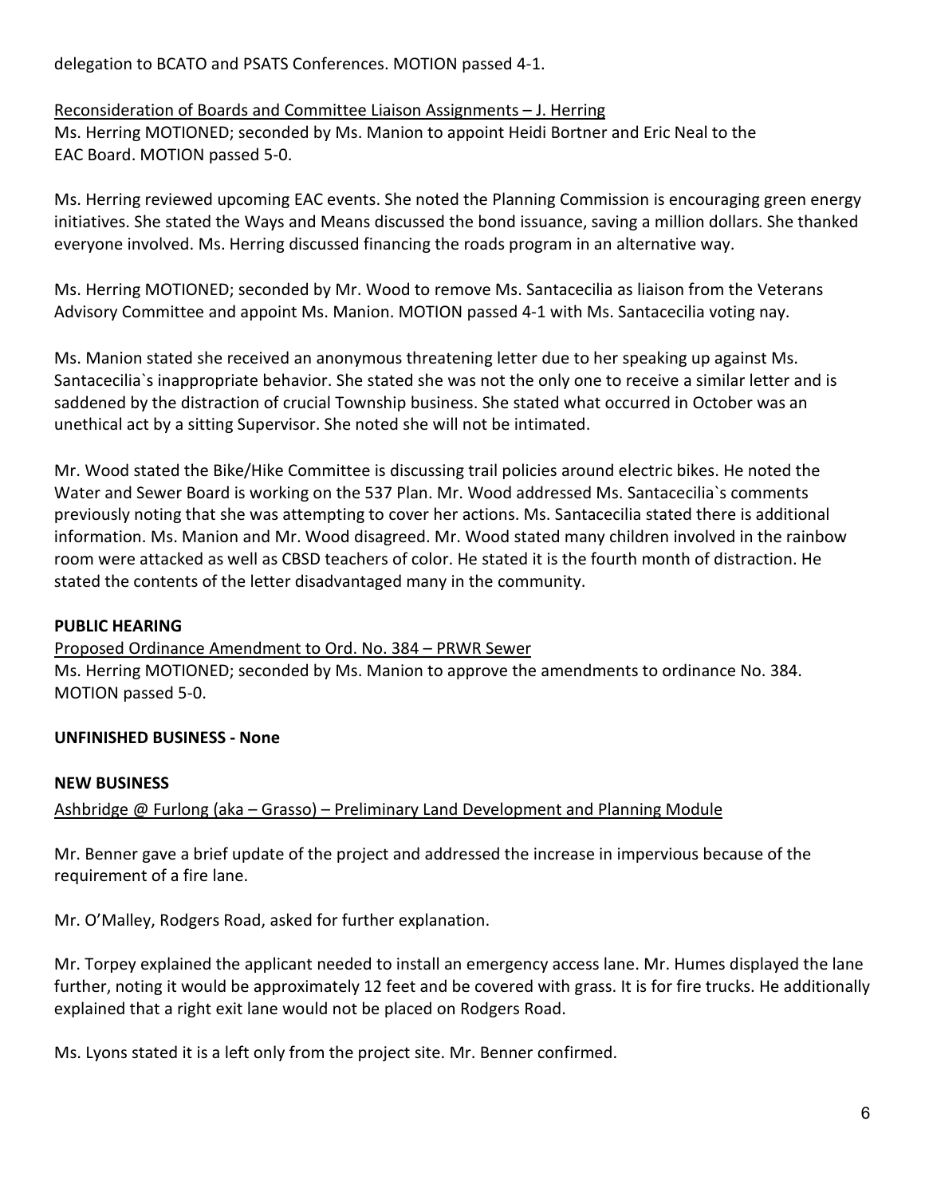delegation to BCATO and PSATS Conferences. MOTION passed 4-1.

Reconsideration of Boards and Committee Liaison Assignments – J. Herring

Ms. Herring MOTIONED; seconded by Ms. Manion to appoint Heidi Bortner and Eric Neal to the EAC Board. MOTION passed 5-0.

Ms. Herring reviewed upcoming EAC events. She noted the Planning Commission is encouraging green energy initiatives. She stated the Ways and Means discussed the bond issuance, saving a million dollars. She thanked everyone involved. Ms. Herring discussed financing the roads program in an alternative way.

Ms. Herring MOTIONED; seconded by Mr. Wood to remove Ms. Santacecilia as liaison from the Veterans Advisory Committee and appoint Ms. Manion. MOTION passed 4-1 with Ms. Santacecilia voting nay.

Ms. Manion stated she received an anonymous threatening letter due to her speaking up against Ms. Santacecilia`s inappropriate behavior. She stated she was not the only one to receive a similar letter and is saddened by the distraction of crucial Township business. She stated what occurred in October was an unethical act by a sitting Supervisor. She noted she will not be intimated.

Mr. Wood stated the Bike/Hike Committee is discussing trail policies around electric bikes. He noted the Water and Sewer Board is working on the 537 Plan. Mr. Wood addressed Ms. Santacecilia`s comments previously noting that she was attempting to cover her actions. Ms. Santacecilia stated there is additional information. Ms. Manion and Mr. Wood disagreed. Mr. Wood stated many children involved in the rainbow room were attacked as well as CBSD teachers of color. He stated it is the fourth month of distraction. He stated the contents of the letter disadvantaged many in the community.

**PUBLIC HEARING**

Proposed Ordinance Amendment to Ord. No. 384 – PRWR Sewer

Ms. Herring MOTIONED; seconded by Ms. Manion to approve the amendments to ordinance No. 384. MOTION passed 5-0.

**UNFINISHED BUSINESS - None**

**NEW BUSINESS**

Ashbridge @ Furlong (aka – Grasso) – Preliminary Land Development and Planning Module

Mr. Benner gave a brief update of the project and addressed the increase in impervious because of the requirement of a fire lane.

Mr. O'Malley, Rodgers Road, asked for further explanation.

Mr. Torpey explained the applicant needed to install an emergency access lane. Mr. Humes displayed the lane further, noting it would be approximately 12 feet and be covered with grass. It is for fire trucks. He additionally explained that a right exit lane would not be placed on Rodgers Road.

Ms. Lyons stated it is a left only from the project site. Mr. Benner confirmed.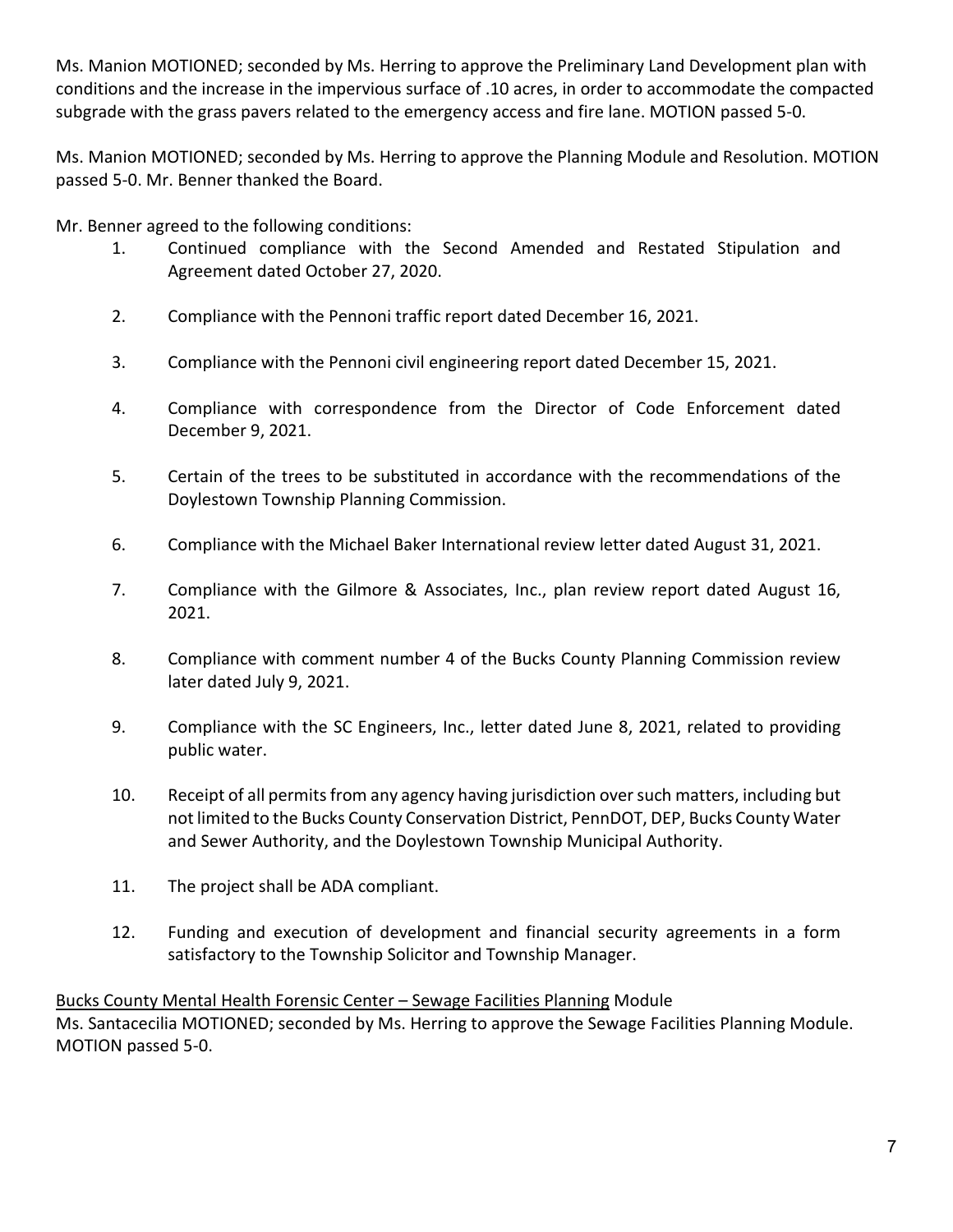Ms. Manion MOTIONED; seconded by Ms. Herring to approve the Preliminary Land Development plan with conditions and the increase in the impervious surface of .10 acres, in order to accommodate the compacted subgrade with the grass pavers related to the emergency access and fire lane. MOTION passed 5-0.

Ms. Manion MOTIONED; seconded by Ms. Herring to approve the Planning Module and Resolution. MOTION passed 5-0. Mr. Benner thanked the Board.

Mr. Benner agreed to the following conditions:

1. Continued compliance with the Second Amended and Restated Stipulation and Agreement dated October 27, 2020.

2. Compliance with the Pennoni traffic report dated December 16, 2021.

3. Compliance with the Pennoni civil engineering report dated December 15, 2021.

4. Compliance with correspondence from the Director of Code Enforcement dated December 9, 2021.

5. Certain of the trees to be substituted in accordance with the recommendations of the Doylestown Township Planning Commission.

6. Compliance with the Michael Baker International review letter dated August 31, 2021.

7. Compliance with the Gilmore & Associates, Inc., plan review report dated August 16, 2021.

8. Compliance with comment number 4 of the Bucks County Planning Commission review later dated July 9, 2021.

9. Compliance with the SC Engineers, Inc., letter dated June 8, 2021, related to providing public water.

10. Receipt of all permits from any agency having jurisdiction over such matters, including but not limited to the Bucks County Conservation District, PennDOT, DEP, Bucks County Water and Sewer Authority, and the Doylestown Township Municipal Authority.

11. The project shall be ADA compliant.

12. Funding and execution of development and financial security agreements in a form satisfactory to the Township Solicitor and Township Manager.

<u>Bucks County Mental Health Forensic Center – Sewage Facilities Planning</u> Module

Ms. Santacecilia MOTIONED; seconded by Ms. Herring to approve the Sewage Facilities Planning Module. MOTION passed 5-0.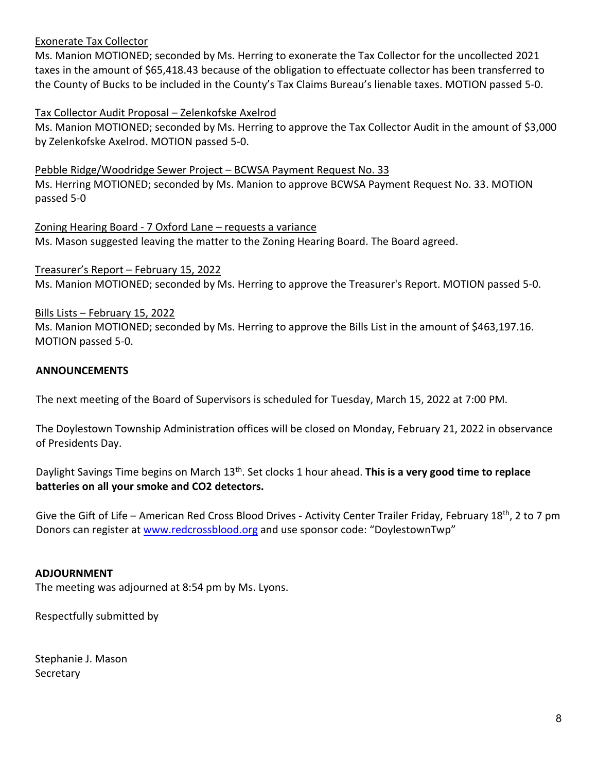Exonerate Tax Collector

Ms. Manion MOTIONED; seconded by Ms. Herring to exonerate the Tax Collector for the uncollected 2021 taxes in the amount of $65,418.43 because of the obligation to effectuate collector has been transferred to the County of Bucks to be included in the County's Tax Claims Bureau's lienable taxes. MOTION passed 5-0.

Tax Collector Audit Proposal – Zelenkofske Axelrod

Ms. Manion MOTIONED; seconded by Ms. Herring to approve the Tax Collector Audit in the amount of $3,000 by Zelenkofske Axelrod. MOTION passed 5-0.

Pebble Ridge/Woodridge Sewer Project – BCWSA Payment Request No. 33

Ms. Herring MOTIONED; seconded by Ms. Manion to approve BCWSA Payment Request No. 33. MOTION passed 5-0

Zoning Hearing Board - 7 Oxford Lane – requests a variance

Ms. Mason suggested leaving the matter to the Zoning Hearing Board. The Board agreed.

Treasurer's Report – February 15, 2022

Ms. Manion MOTIONED; seconded by Ms. Herring to approve the Treasurer's Report. MOTION passed 5-0.

Bills Lists – February 15, 2022

Ms. Manion MOTIONED; seconded by Ms. Herring to approve the Bills List in the amount of $463,197.16. MOTION passed 5-0.

**ANNOUNCEMENTS**

The next meeting of the Board of Supervisors is scheduled for Tuesday, March 15, 2022 at 7:00 PM.

The Doylestown Township Administration offices will be closed on Monday, February 21, 2022 in observance of Presidents Day.

Daylight Savings Time begins on March 13th. Set clocks 1 hour ahead. **This is a very good time to replace batteries on all your smoke and CO2 detectors.**

Give the Gift of Life – American Red Cross Blood Drives - Activity Center Trailer Friday, February 18th, 2 to 7 pm Donors can register at www.redcrossblood.org and use sponsor code: "DoylestownTwp"

**ADJOURNMENT**

The meeting was adjourned at 8:54 pm by Ms. Lyons.

Respectfully submitted by

Stephanie J. Mason
Secretary